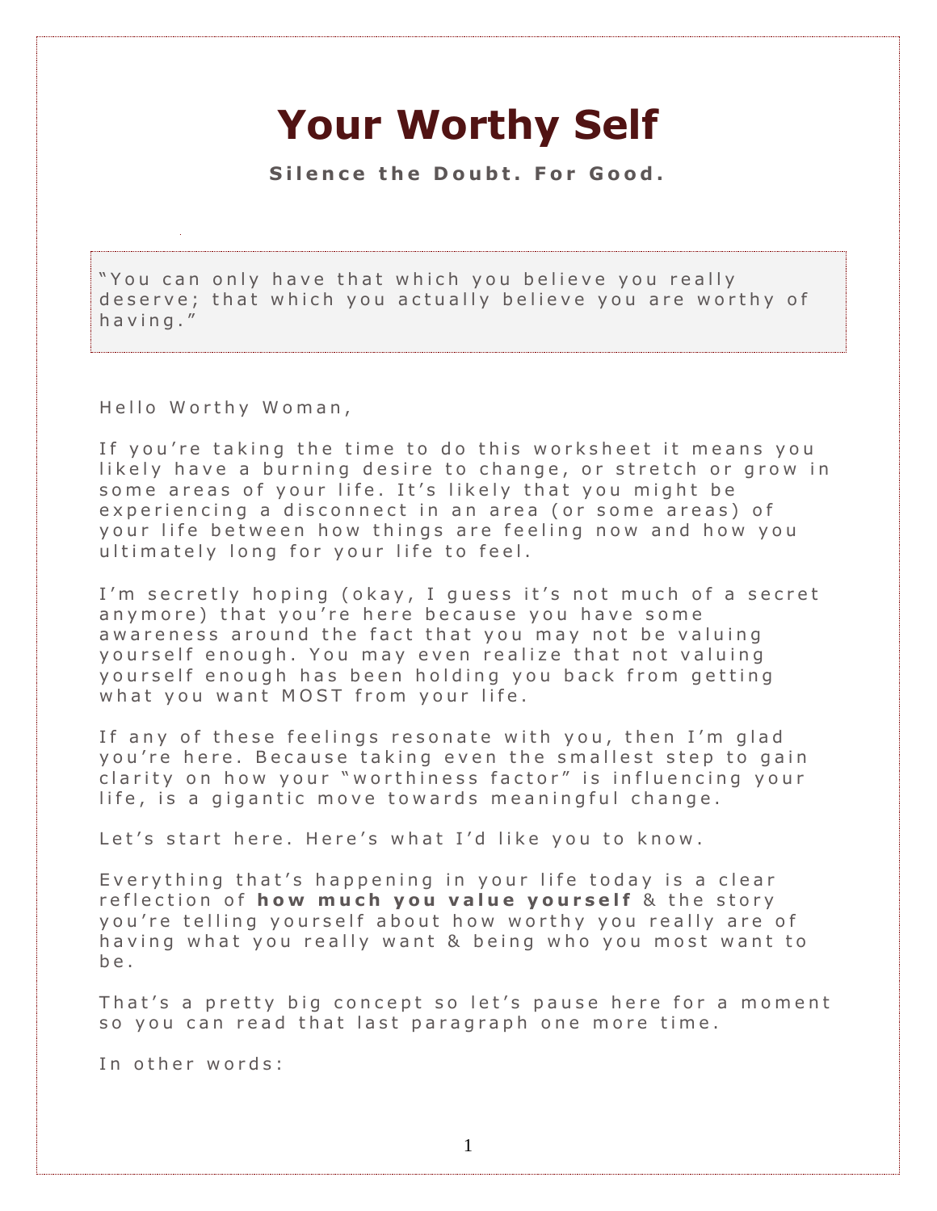# Your Worthy Self

**Silence the Doubt. For Good.**

> "You can only have that which you believe you really deserve; that which you actually believe you are worthy of having."

Hello Worthy Woman,

If you're taking the time to do this worksheet it means you likely have a burning desire to change, or stretch or grow in some areas of your life. It's likely that you might be experiencing a disconnect in an area (or some areas) of your life between how things are feeling now and how you ultimately long for your life to feel.

I'm secretly hoping (okay, I guess it's not much of a secret anymore) that you're here because you have some awareness around the fact that you may not be valuing yourself enough. You may even realize that not valuing yourself enough has been holding you back from getting what you want MOST from your life.

If any of these feelings resonate with you, then I'm glad you're here. Because taking even the smallest step to gain clarity on how your "worthiness factor" is influencing your life, is a gigantic move towards meaningful change.

Let's start here. Here's what I'd like you to know.

Everything that's happening in your life today is a clear reflection of **how much you value yourself** & the story you're telling yourself about how worthy you really are of having what you really want & being who you most want to be.

That's a pretty big concept so let's pause here for a moment so you can read that last paragraph one more time.

In other words: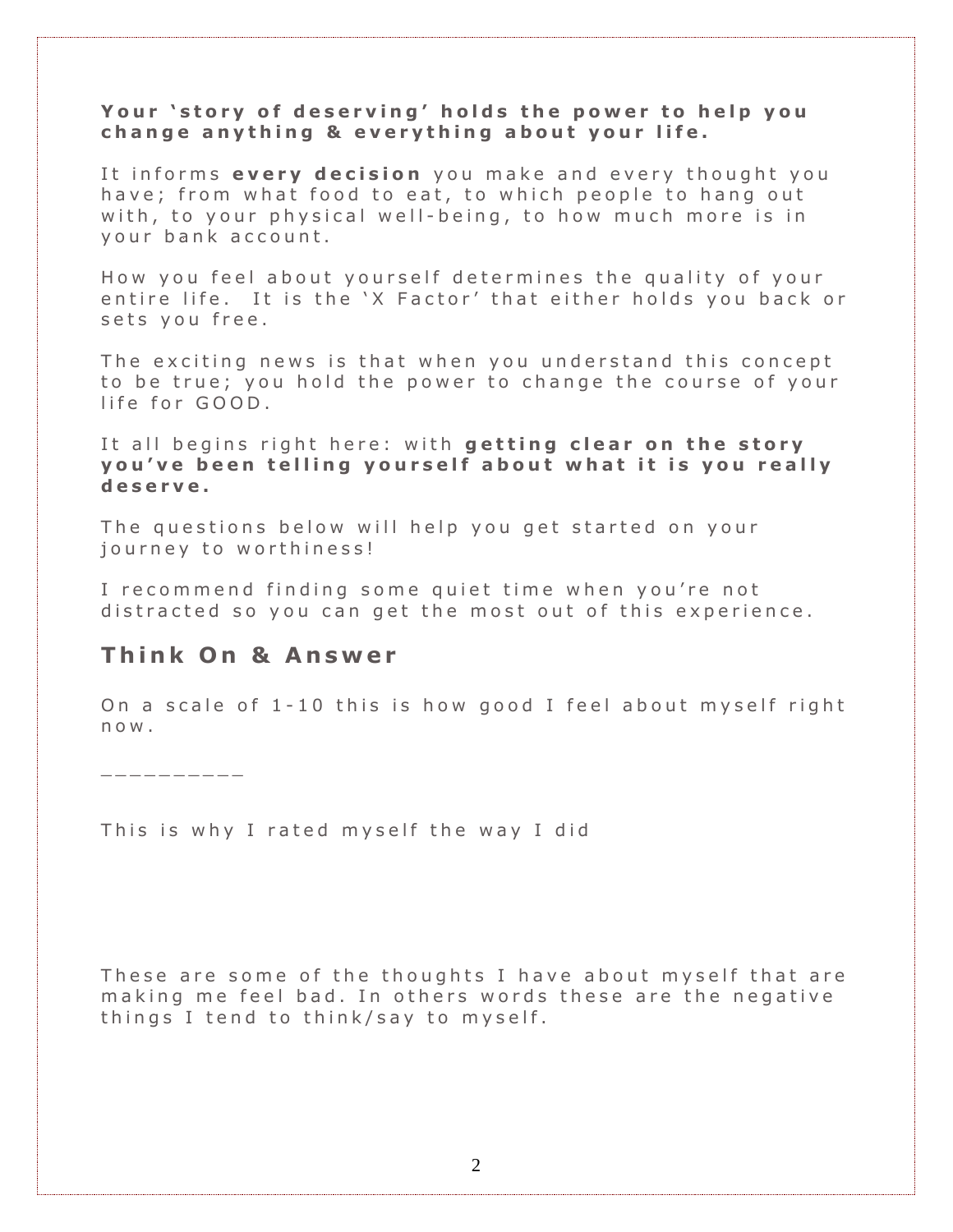**Your 'story of deserving' holds the power to help you change anything & everything about your life.**

It informs **every decision** you make and every thought you have; from what food to eat, to which people to hang out with, to your physical well-being, to how much more is in your bank account.

How you feel about yourself determines the quality of your entire life. It is the 'X Factor' that either holds you back or sets you free.

The exciting news is that when you understand this concept to be true; you hold the power to change the course of your life for GOOD.

It all begins right here: with **getting clear on the story you've been telling yourself about what it is you really deserve.**

The questions below will help you get started on your journey to worthiness!

I recommend finding some quiet time when you're not distracted so you can get the most out of this experience.

## Think On & Answer

On a scale of 1-10 this is how good I feel about myself right now.

__________

This is why I rated myself the way I did

These are some of the thoughts I have about myself that are making me feel bad. In others words these are the negative things I tend to think/say to myself.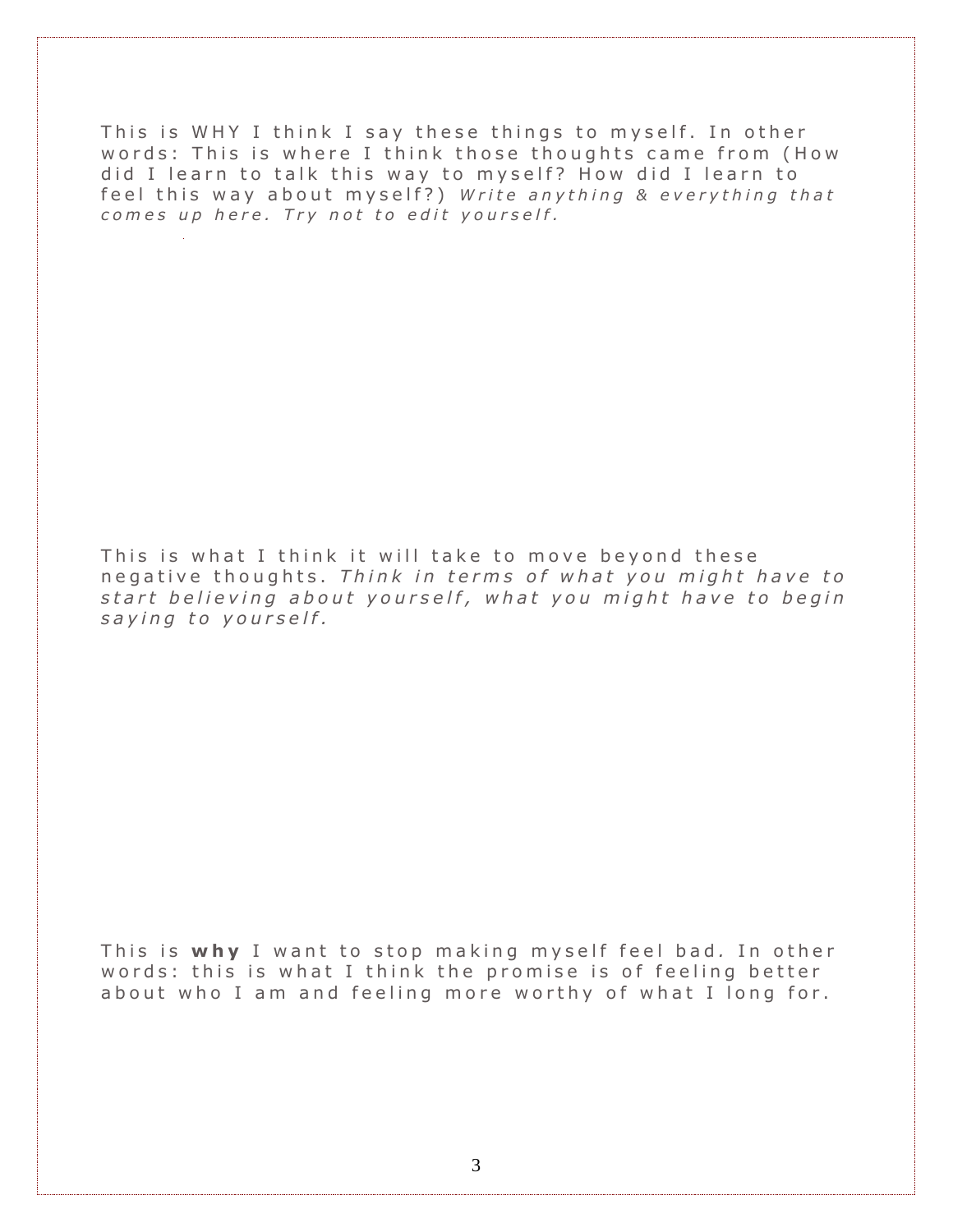This is WHY I think I say these things to myself. In other words: This is where I think those thoughts came from (How did I learn to talk this way to myself? How did I learn to feel this way about myself?) *Write anything & everything that comes up here. Try not to edit yourself.*

This is what I think it will take to move beyond these negative thoughts. *Think in terms of what you might have to start believing about yourself, what you might have to begin saying to yourself.*

This is **why** I want to stop making myself feel bad. In other words: this is what I think the promise is of feeling better about who I am and feeling more worthy of what I long for.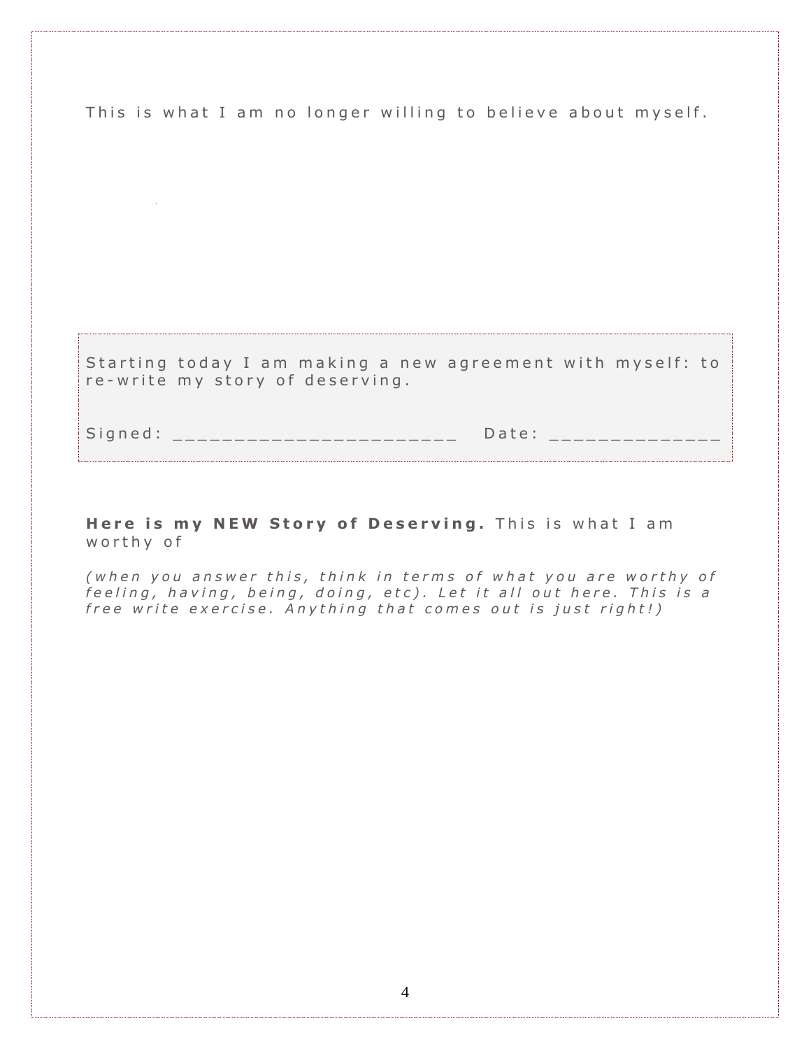This is what I am no longer willing to believe about myself.

Starting today I am making a new agreement with myself: to re-write my story of deserving.

Signed: ________________________ Date: ______________

**Here is my NEW Story of Deserving.** This is what I am worthy of

*(when you answer this, think in terms of what you are worthy of feeling, having, being, doing, etc). Let it all out here. This is a free write exercise. Anything that comes out is just right!)*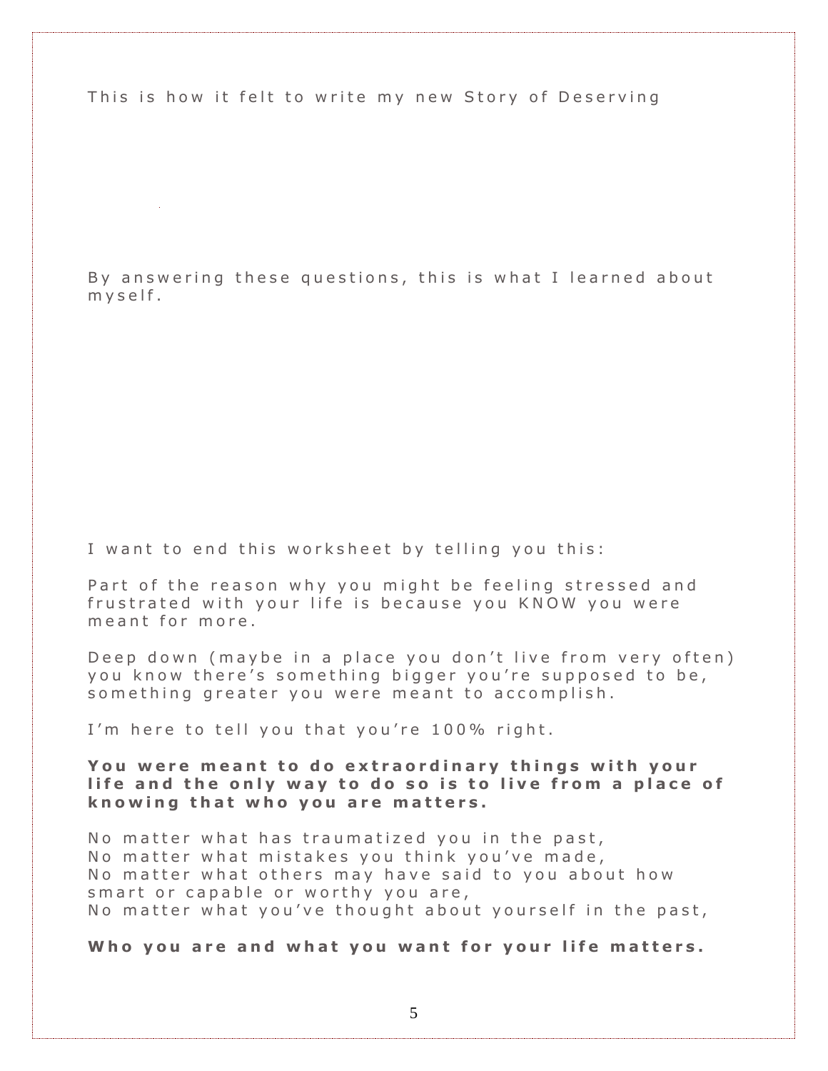This is how it felt to write my new Story of Deserving

By answering these questions, this is what I learned about myself.

I want to end this worksheet by telling you this:

Part of the reason why you might be feeling stressed and frustrated with your life is because you KNOW you were meant for more.

Deep down (maybe in a place you don't live from very often) you know there's something bigger you're supposed to be, something greater you were meant to accomplish.

I'm here to tell you that you're 100% right.

**You were meant to do extraordinary things with your life and the only way to do so is to live from a place of knowing that who you are matters.**

No matter what has traumatized you in the past,
No matter what mistakes you think you've made,
No matter what others may have said to you about how smart or capable or worthy you are,
No matter what you've thought about yourself in the past,

**Who you are and what you want for your life matters.**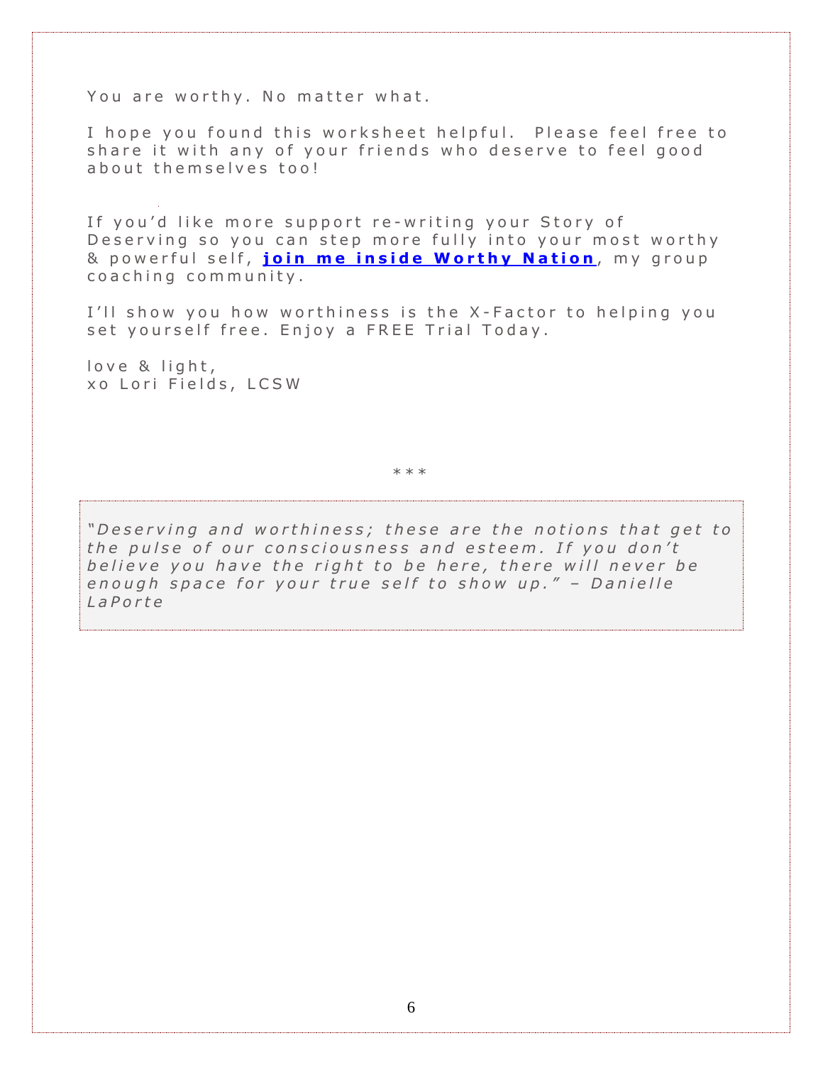You are worthy. No matter what.

I hope you found this worksheet helpful. Please feel free to share it with any of your friends who deserve to feel good about themselves too!

If you'd like more support re-writing your Story of Deserving so you can step more fully into your most worthy & powerful self, **join me inside Worthy Nation**, my group coaching community.

I'll show you how worthiness is the X-Factor to helping you set yourself free. Enjoy a FREE Trial Today.

love & light,
xo Lori Fields, LCSW

\* \* \*

> *"Deserving and worthiness; these are the notions that get to the pulse of our consciousness and esteem. If you don't believe you have the right to be here, there will never be enough space for your true self to show up." – Danielle LaPorte*